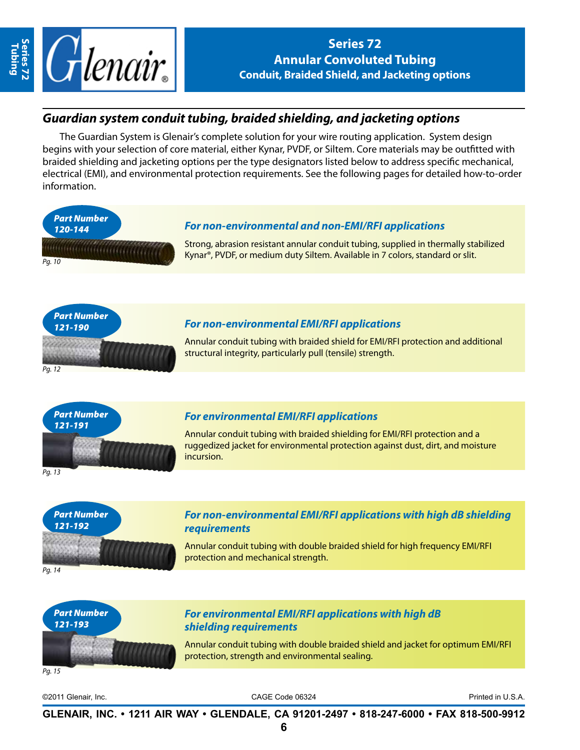# Series 72
## Annular Convoluted Tubing
### Conduit, Braided Shield, and Jacketing options

## *Guardian system conduit tubing, braided shielding, and jacketing options*

The Guardian System is Glenair's complete solution for your wire routing application. System design begins with your selection of core material, either Kynar, PVDF, or Siltem. Core materials may be outfitted with braided shielding and jacketing options per the type designators listed below to address specific mechanical, electrical (EMI), and environmental protection requirements. See the following pages for detailed how-to-order information.

**Part Number 120-144**

*Pg. 10*

### *For non-environmental and non-EMI/RFI applications*

Strong, abrasion resistant annular conduit tubing, supplied in thermally stabilized Kynar®, PVDF, or medium duty Siltem. Available in 7 colors, standard or slit.

**Part Number 121-190**

*Pg. 12*

### *For non-environmental EMI/RFI applications*

Annular conduit tubing with braided shield for EMI/RFI protection and additional structural integrity, particularly pull (tensile) strength.

**Part Number 121-191**

*Pg. 13*

### *For environmental EMI/RFI applications*

Annular conduit tubing with braided shielding for EMI/RFI protection and a ruggedized jacket for environmental protection against dust, dirt, and moisture incursion.

**Part Number 121-192**

*Pg. 14*

### *For non-environmental EMI/RFI applications with high dB shielding requirements*

Annular conduit tubing with double braided shield for high frequency EMI/RFI protection and mechanical strength.

**Part Number 121-193**

*Pg. 15*

### *For environmental EMI/RFI applications with high dB shielding requirements*

Annular conduit tubing with double braided shield and jacket for optimum EMI/RFI protection, strength and environmental sealing.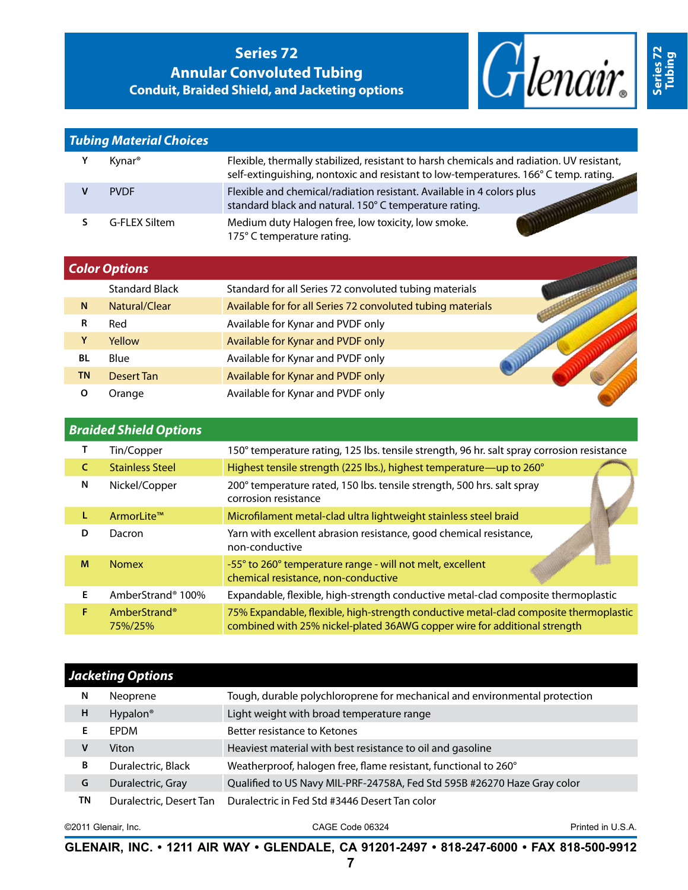# Series 72
## Annular Convoluted Tubing
### Conduit, Braided Shield, and Jacketing options

Glenair®

Series 72 Tubing

## Tubing Material Choices

| | | |
|---|---|---|
| Y | Kynar® | Flexible, thermally stabilized, resistant to harsh chemicals and radiation. UV resistant, self-extinguishing, nontoxic and resistant to low-temperatures. 166° C temp. rating. |
| V | PVDF | Flexible and chemical/radiation resistant. Available in 4 colors plus standard black and natural. 150° C temperature rating. |
| S | G-FLEX Siltem | Medium duty Halogen free, low toxicity, low smoke. 175° C temperature rating. |

## Color Options

| | | |
|---|---|---|
| | Standard Black | Standard for all Series 72 convoluted tubing materials |
| N | Natural/Clear | Available for for all Series 72 convoluted tubing materials |
| R | Red | Available for Kynar and PVDF only |
| Y | Yellow | Available for Kynar and PVDF only |
| BL | Blue | Available for Kynar and PVDF only |
| TN | Desert Tan | Available for Kynar and PVDF only |
| O | Orange | Available for Kynar and PVDF only |

## Braided Shield Options

| | | |
|---|---|---|
| T | Tin/Copper | 150° temperature rating, 125 lbs. tensile strength, 96 hr. salt spray corrosion resistance |
| C | Stainless Steel | Highest tensile strength (225 lbs.), highest temperature—up to 260° |
| N | Nickel/Copper | 200° temperature rated, 150 lbs. tensile strength, 500 hrs. salt spray corrosion resistance |
| L | ArmorLite™ | Microfilament metal-clad ultra lightweight stainless steel braid |
| D | Dacron | Yarn with excellent abrasion resistance, good chemical resistance, non-conductive |
| M | Nomex | -55° to 260° temperature range - will not melt, excellent chemical resistance, non-conductive |
| E | AmberStrand® 100% | Expandable, flexible, high-strength conductive metal-clad composite thermoplastic |
| F | AmberStrand® 75%/25% | 75% Expandable, flexible, high-strength conductive metal-clad composite thermoplastic combined with 25% nickel-plated 36AWG copper wire for additional strength |

## Jacketing Options

| | | |
|---|---|---|
| N | Neoprene | Tough, durable polychloroprene for mechanical and environmental protection |
| H | Hypalon® | Light weight with broad temperature range |
| E | EPDM | Better resistance to Ketones |
| V | Viton | Heaviest material with best resistance to oil and gasoline |
| B | Duralectric, Black | Weatherproof, halogen free, flame resistant, functional to 260° |
| G | Duralectric, Gray | Qualified to US Navy MIL-PRF-24758A, Fed Std 595B #26270 Haze Gray color |
| TN | Duralectric, Desert Tan | Duralectric in Fed Std #3446 Desert Tan color |

©2011 Glenair, Inc. CAGE Code 06324 Printed in U.S.A.

GLENAIR, INC. • 1211 AIR WAY • GLENDALE, CA 91201-2497 • 818-247-6000 • FAX 818-500-9912